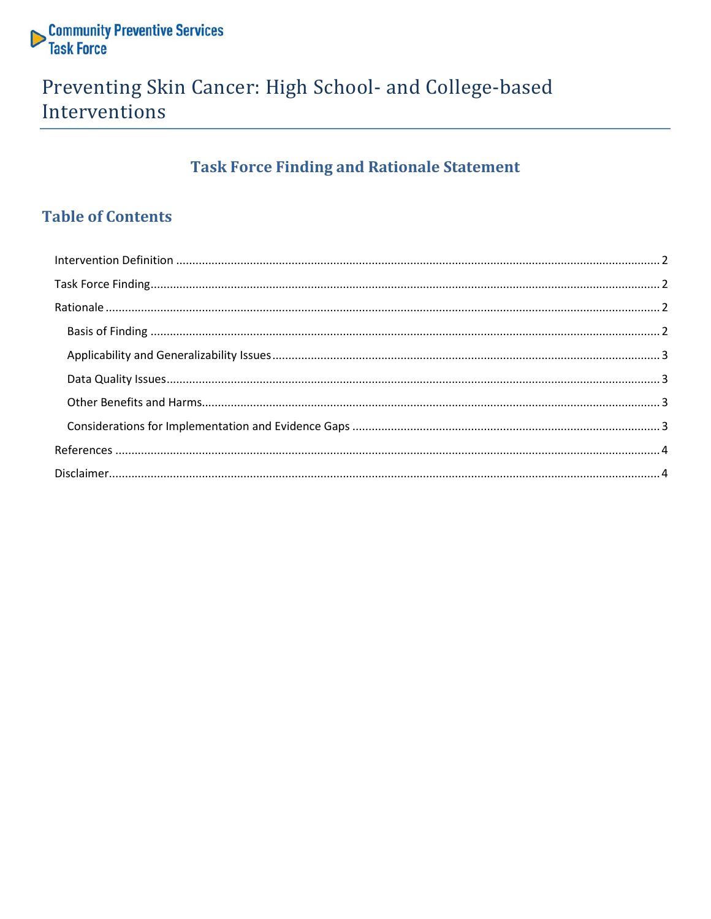Community Preventive Services Task Force

# Preventing Skin Cancer: High School- and College-based Interventions

## Task Force Finding and Rationale Statement

## Table of Contents

- Intervention Definition ..... 2
- Task Force Finding ..... 2
- Rationale ..... 2
  - Basis of Finding ..... 2
  - Applicability and Generalizability Issues ..... 3
  - Data Quality Issues ..... 3
  - Other Benefits and Harms ..... 3
  - Considerations for Implementation and Evidence Gaps ..... 3
- References ..... 4
- Disclaimer ..... 4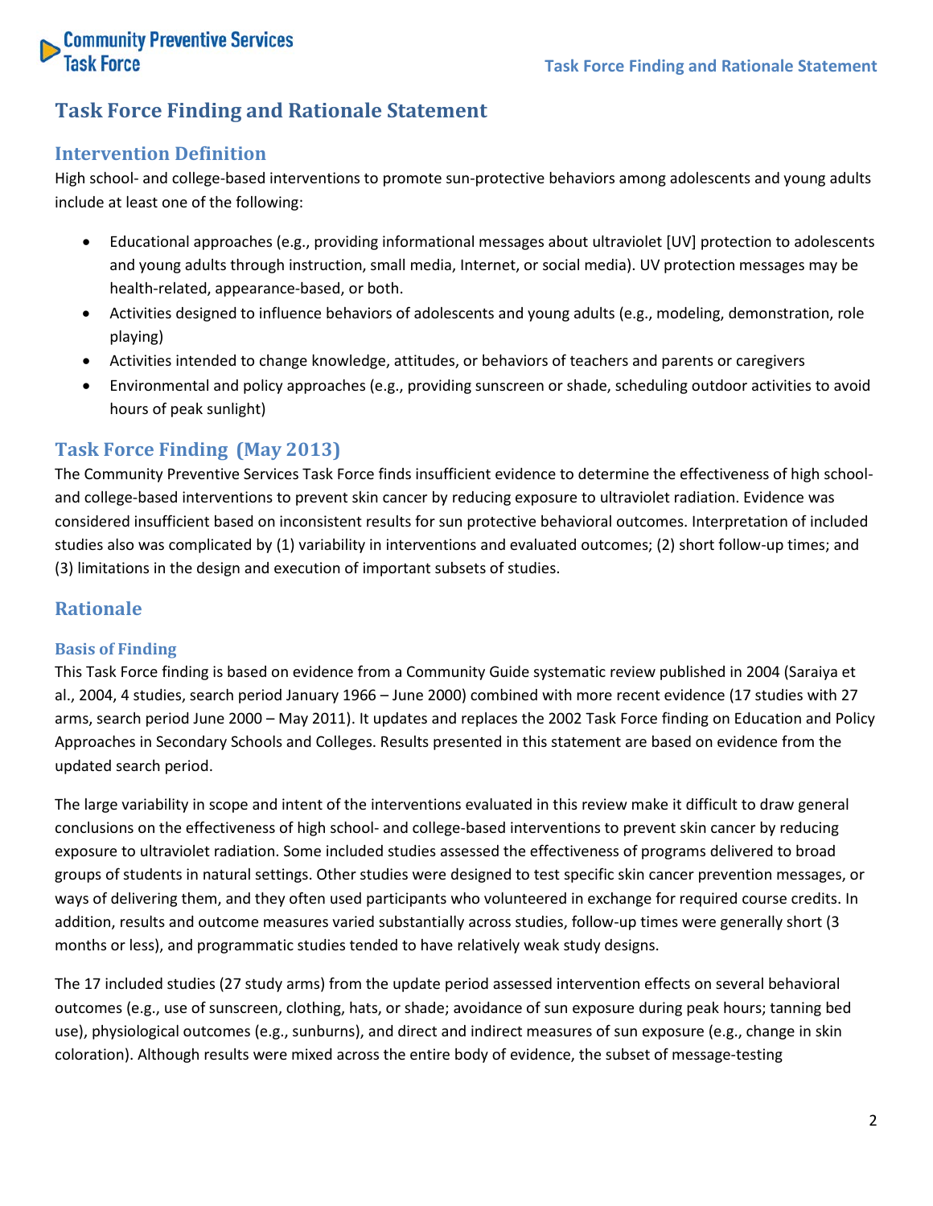# Task Force Finding and Rationale Statement

## Intervention Definition

High school- and college-based interventions to promote sun-protective behaviors among adolescents and young adults include at least one of the following:

- Educational approaches (e.g., providing informational messages about ultraviolet [UV] protection to adolescents and young adults through instruction, small media, Internet, or social media). UV protection messages may be health-related, appearance-based, or both.
- Activities designed to influence behaviors of adolescents and young adults (e.g., modeling, demonstration, role playing)
- Activities intended to change knowledge, attitudes, or behaviors of teachers and parents or caregivers
- Environmental and policy approaches (e.g., providing sunscreen or shade, scheduling outdoor activities to avoid hours of peak sunlight)

## Task Force Finding (May 2013)

The Community Preventive Services Task Force finds insufficient evidence to determine the effectiveness of high school- and college-based interventions to prevent skin cancer by reducing exposure to ultraviolet radiation. Evidence was considered insufficient based on inconsistent results for sun protective behavioral outcomes. Interpretation of included studies also was complicated by (1) variability in interventions and evaluated outcomes; (2) short follow-up times; and (3) limitations in the design and execution of important subsets of studies.

## Rationale

### Basis of Finding

This Task Force finding is based on evidence from a Community Guide systematic review published in 2004 (Saraiya et al., 2004, 4 studies, search period January 1966 – June 2000) combined with more recent evidence (17 studies with 27 arms, search period June 2000 – May 2011). It updates and replaces the 2002 Task Force finding on Education and Policy Approaches in Secondary Schools and Colleges. Results presented in this statement are based on evidence from the updated search period.

The large variability in scope and intent of the interventions evaluated in this review make it difficult to draw general conclusions on the effectiveness of high school- and college-based interventions to prevent skin cancer by reducing exposure to ultraviolet radiation. Some included studies assessed the effectiveness of programs delivered to broad groups of students in natural settings. Other studies were designed to test specific skin cancer prevention messages, or ways of delivering them, and they often used participants who volunteered in exchange for required course credits. In addition, results and outcome measures varied substantially across studies, follow-up times were generally short (3 months or less), and programmatic studies tended to have relatively weak study designs.

The 17 included studies (27 study arms) from the update period assessed intervention effects on several behavioral outcomes (e.g., use of sunscreen, clothing, hats, or shade; avoidance of sun exposure during peak hours; tanning bed use), physiological outcomes (e.g., sunburns), and direct and indirect measures of sun exposure (e.g., change in skin coloration). Although results were mixed across the entire body of evidence, the subset of message-testing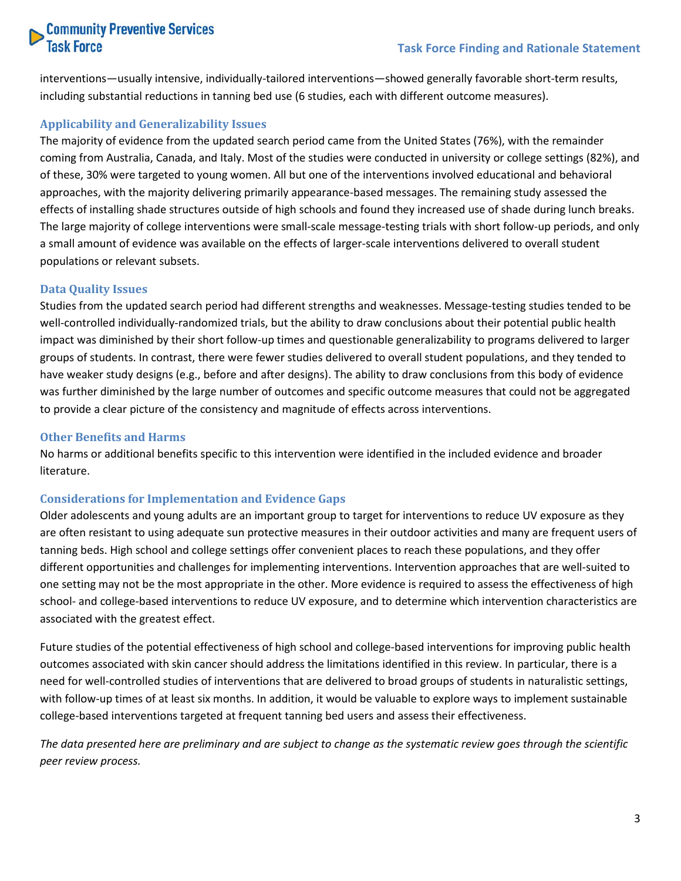interventions—usually intensive, individually-tailored interventions—showed generally favorable short-term results, including substantial reductions in tanning bed use (6 studies, each with different outcome measures).

### Applicability and Generalizability Issues

The majority of evidence from the updated search period came from the United States (76%), with the remainder coming from Australia, Canada, and Italy. Most of the studies were conducted in university or college settings (82%), and of these, 30% were targeted to young women. All but one of the interventions involved educational and behavioral approaches, with the majority delivering primarily appearance-based messages. The remaining study assessed the effects of installing shade structures outside of high schools and found they increased use of shade during lunch breaks. The large majority of college interventions were small-scale message-testing trials with short follow-up periods, and only a small amount of evidence was available on the effects of larger-scale interventions delivered to overall student populations or relevant subsets.

### Data Quality Issues

Studies from the updated search period had different strengths and weaknesses. Message-testing studies tended to be well-controlled individually-randomized trials, but the ability to draw conclusions about their potential public health impact was diminished by their short follow-up times and questionable generalizability to programs delivered to larger groups of students. In contrast, there were fewer studies delivered to overall student populations, and they tended to have weaker study designs (e.g., before and after designs). The ability to draw conclusions from this body of evidence was further diminished by the large number of outcomes and specific outcome measures that could not be aggregated to provide a clear picture of the consistency and magnitude of effects across interventions.

### Other Benefits and Harms

No harms or additional benefits specific to this intervention were identified in the included evidence and broader literature.

### Considerations for Implementation and Evidence Gaps

Older adolescents and young adults are an important group to target for interventions to reduce UV exposure as they are often resistant to using adequate sun protective measures in their outdoor activities and many are frequent users of tanning beds. High school and college settings offer convenient places to reach these populations, and they offer different opportunities and challenges for implementing interventions. Intervention approaches that are well-suited to one setting may not be the most appropriate in the other. More evidence is required to assess the effectiveness of high school- and college-based interventions to reduce UV exposure, and to determine which intervention characteristics are associated with the greatest effect.

Future studies of the potential effectiveness of high school and college-based interventions for improving public health outcomes associated with skin cancer should address the limitations identified in this review. In particular, there is a need for well-controlled studies of interventions that are delivered to broad groups of students in naturalistic settings, with follow-up times of at least six months. In addition, it would be valuable to explore ways to implement sustainable college-based interventions targeted at frequent tanning bed users and assess their effectiveness.

*The data presented here are preliminary and are subject to change as the systematic review goes through the scientific peer review process.*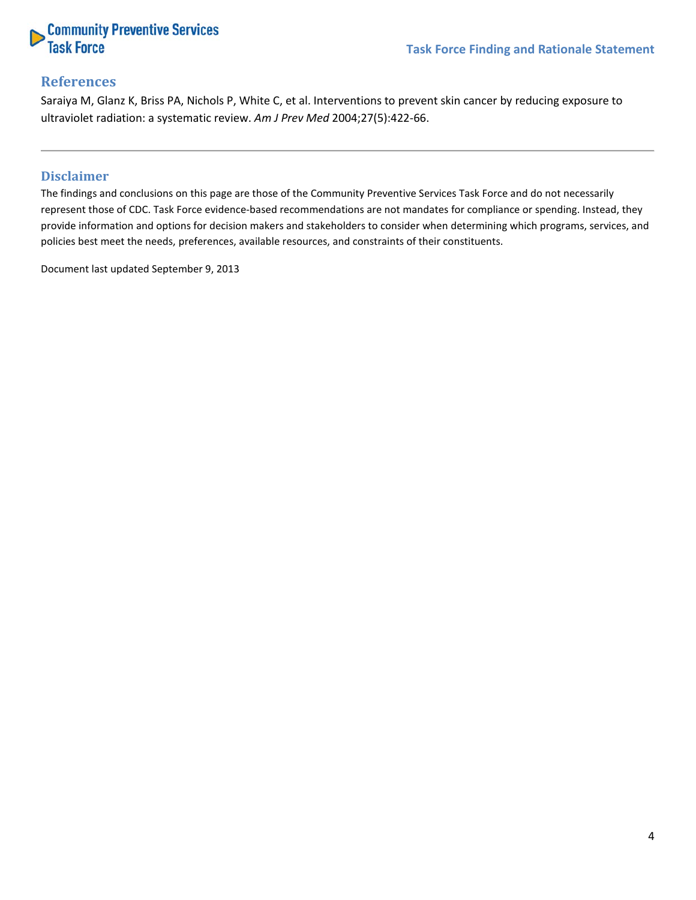## References

Saraiya M, Glanz K, Briss PA, Nichols P, White C, et al. Interventions to prevent skin cancer by reducing exposure to ultraviolet radiation: a systematic review. *Am J Prev Med* 2004;27(5):422-66.

---

## Disclaimer

The findings and conclusions on this page are those of the Community Preventive Services Task Force and do not necessarily represent those of CDC. Task Force evidence-based recommendations are not mandates for compliance or spending. Instead, they provide information and options for decision makers and stakeholders to consider when determining which programs, services, and policies best meet the needs, preferences, available resources, and constraints of their constituents.

Document last updated September 9, 2013